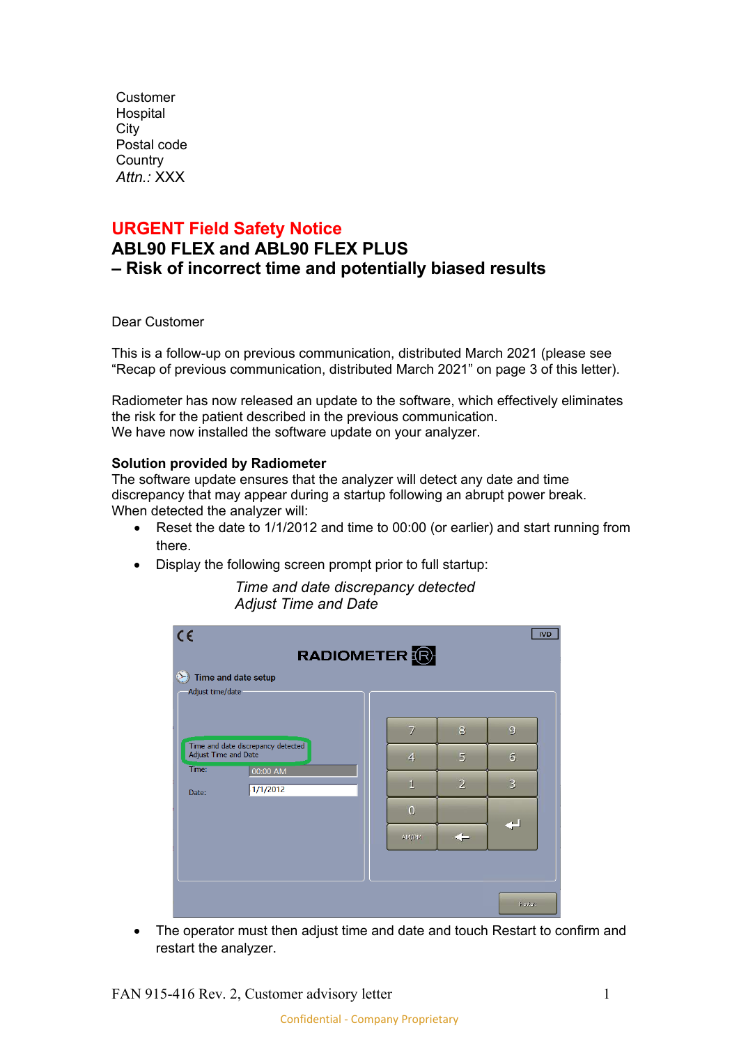Customer
Hospital
City
Postal code
Country
*Attn.:* XXX

# URGENT Field Safety Notice

## ABL90 FLEX and ABL90 FLEX PLUS
## – Risk of incorrect time and potentially biased results

Dear Customer

This is a follow-up on previous communication, distributed March 2021 (please see "Recap of previous communication, distributed March 2021" on page 3 of this letter).

Radiometer has now released an update to the software, which effectively eliminates the risk for the patient described in the previous communication.
We have now installed the software update on your analyzer.

**Solution provided by Radiometer**
The software update ensures that the analyzer will detect any date and time discrepancy that may appear during a startup following an abrupt power break.
When detected the analyzer will:

- Reset the date to 1/1/2012 and time to 00:00 (or earlier) and start running from there.
- Display the following screen prompt prior to full startup:

  *Time and date discrepancy detected*
  *Adjust Time and Date*

- The operator must then adjust time and date and touch Restart to confirm and restart the analyzer.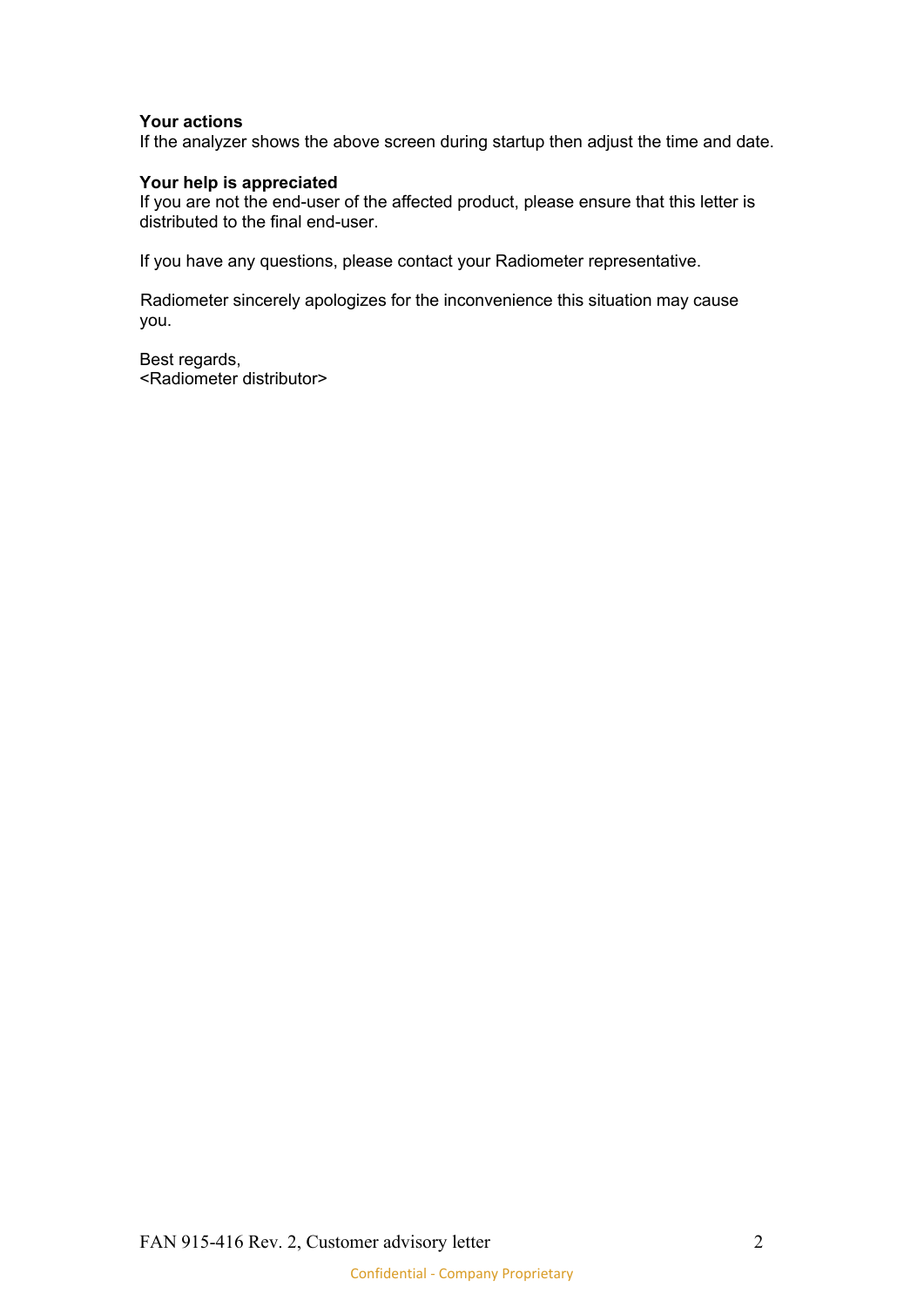**Your actions**
If the analyzer shows the above screen during startup then adjust the time and date.

**Your help is appreciated**
If you are not the end-user of the affected product, please ensure that this letter is distributed to the final end-user.

If you have any questions, please contact your Radiometer representative.

Radiometer sincerely apologizes for the inconvenience this situation may cause you.

Best regards,
<Radiometer distributor>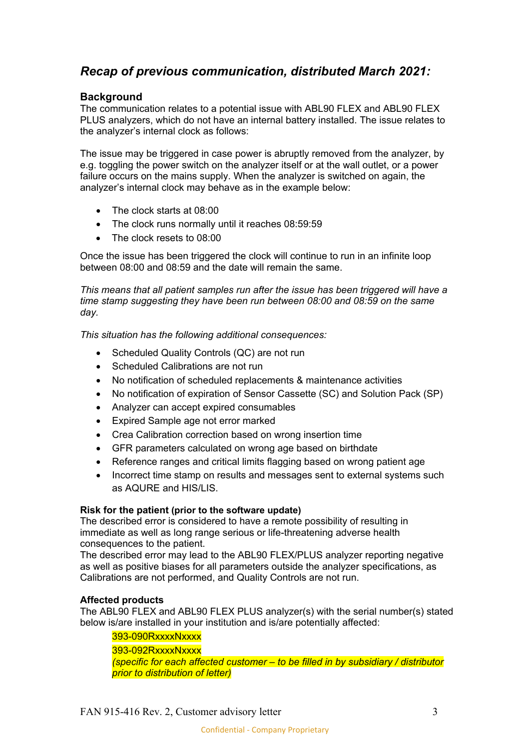## *Recap of previous communication, distributed March 2021:*

### Background

The communication relates to a potential issue with ABL90 FLEX and ABL90 FLEX PLUS analyzers, which do not have an internal battery installed. The issue relates to the analyzer's internal clock as follows:

The issue may be triggered in case power is abruptly removed from the analyzer, by e.g. toggling the power switch on the analyzer itself or at the wall outlet, or a power failure occurs on the mains supply. When the analyzer is switched on again, the analyzer's internal clock may behave as in the example below:

- The clock starts at 08:00
- The clock runs normally until it reaches 08:59:59
- The clock resets to 08:00

Once the issue has been triggered the clock will continue to run in an infinite loop between 08:00 and 08:59 and the date will remain the same.

*This means that all patient samples run after the issue has been triggered will have a time stamp suggesting they have been run between 08:00 and 08:59 on the same day.*

*This situation has the following additional consequences:*

- Scheduled Quality Controls (QC) are not run
- Scheduled Calibrations are not run
- No notification of scheduled replacements & maintenance activities
- No notification of expiration of Sensor Cassette (SC) and Solution Pack (SP)
- Analyzer can accept expired consumables
- Expired Sample age not error marked
- Crea Calibration correction based on wrong insertion time
- GFR parameters calculated on wrong age based on birthdate
- Reference ranges and critical limits flagging based on wrong patient age
- Incorrect time stamp on results and messages sent to external systems such as AQURE and HIS/LIS.

**Risk for the patient (prior to the software update)**

The described error is considered to have a remote possibility of resulting in immediate as well as long range serious or life-threatening adverse health consequences to the patient.
The described error may lead to the ABL90 FLEX/PLUS analyzer reporting negative as well as positive biases for all parameters outside the analyzer specifications, as Calibrations are not performed, and Quality Controls are not run.

**Affected products**

The ABL90 FLEX and ABL90 FLEX PLUS analyzer(s) with the serial number(s) stated below is/are installed in your institution and is/are potentially affected:

393-090RxxxxNxxxx
393-092RxxxxNxxxx
*(specific for each affected customer – to be filled in by subsidiary / distributor prior to distribution of letter)*